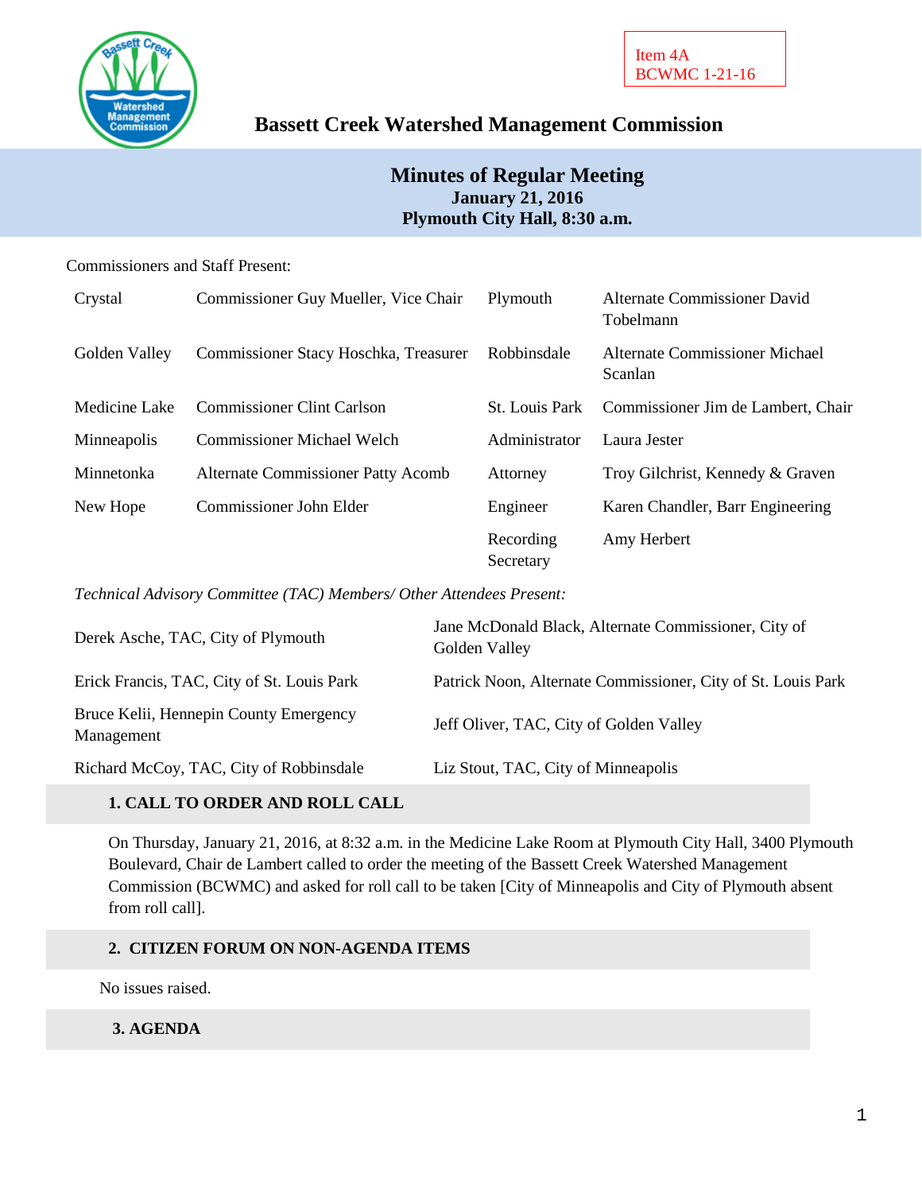Item 4A
BCWMC 1-21-16

# Bassett Creek Watershed Management Commission

## Minutes of Regular Meeting
**January 21, 2016**
**Plymouth City Hall, 8:30 a.m.**

Commissioners and Staff Present:

| | | | |
|---|---|---|---|
| Crystal | Commissioner Guy Mueller, Vice Chair | Plymouth | Alternate Commissioner David Tobelmann |
| Golden Valley | Commissioner Stacy Hoschka, Treasurer | Robbinsdale | Alternate Commissioner Michael Scanlan |
| Medicine Lake | Commissioner Clint Carlson | St. Louis Park | Commissioner Jim de Lambert, Chair |
| Minneapolis | Commissioner Michael Welch | Administrator | Laura Jester |
| Minnetonka | Alternate Commissioner Patty Acomb | Attorney | Troy Gilchrist, Kennedy & Graven |
| New Hope | Commissioner John Elder | Engineer | Karen Chandler, Barr Engineering |
| | | Recording Secretary | Amy Herbert |

*Technical Advisory Committee (TAC) Members/ Other Attendees Present:*

| | |
|---|---|
| Derek Asche, TAC, City of Plymouth | Jane McDonald Black, Alternate Commissioner, City of Golden Valley |
| Erick Francis, TAC, City of St. Louis Park | Patrick Noon, Alternate Commissioner, City of St. Louis Park |
| Bruce Kelii, Hennepin County Emergency Management | Jeff Oliver, TAC, City of Golden Valley |
| Richard McCoy, TAC, City of Robbinsdale | Liz Stout, TAC, City of Minneapolis |

### 1. CALL TO ORDER AND ROLL CALL

On Thursday, January 21, 2016, at 8:32 a.m. in the Medicine Lake Room at Plymouth City Hall, 3400 Plymouth Boulevard, Chair de Lambert called to order the meeting of the Bassett Creek Watershed Management Commission (BCWMC) and asked for roll call to be taken [City of Minneapolis and City of Plymouth absent from roll call].

### 2. CITIZEN FORUM ON NON-AGENDA ITEMS

No issues raised.

### 3. AGENDA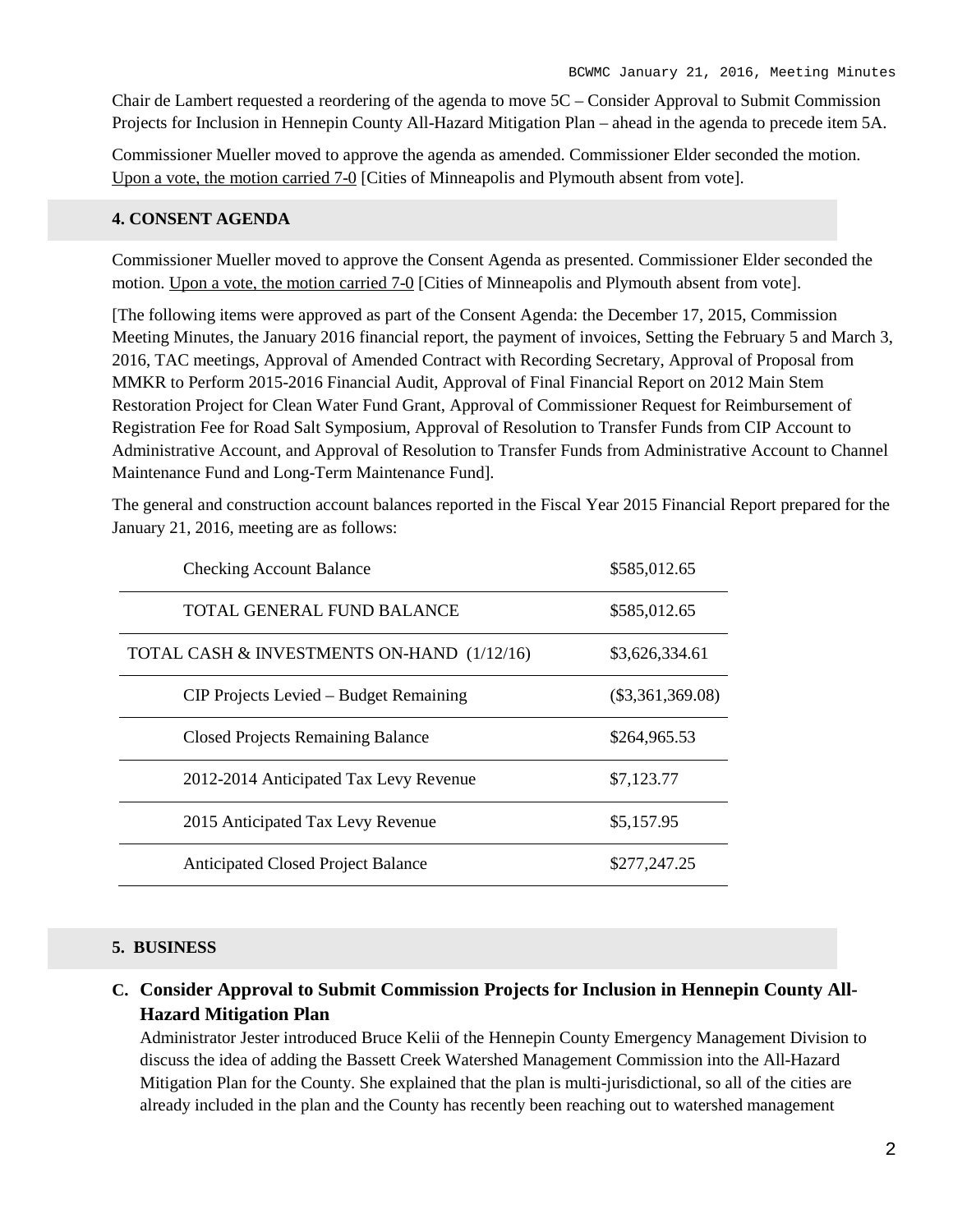Chair de Lambert requested a reordering of the agenda to move 5C – Consider Approval to Submit Commission Projects for Inclusion in Hennepin County All-Hazard Mitigation Plan – ahead in the agenda to precede item 5A.

Commissioner Mueller moved to approve the agenda as amended. Commissioner Elder seconded the motion. Upon a vote, the motion carried 7-0 [Cities of Minneapolis and Plymouth absent from vote].

## 4. CONSENT AGENDA

Commissioner Mueller moved to approve the Consent Agenda as presented. Commissioner Elder seconded the motion. Upon a vote, the motion carried 7-0 [Cities of Minneapolis and Plymouth absent from vote].

[The following items were approved as part of the Consent Agenda: the December 17, 2015, Commission Meeting Minutes, the January 2016 financial report, the payment of invoices, Setting the February 5 and March 3, 2016, TAC meetings, Approval of Amended Contract with Recording Secretary, Approval of Proposal from MMKR to Perform 2015-2016 Financial Audit, Approval of Final Financial Report on 2012 Main Stem Restoration Project for Clean Water Fund Grant, Approval of Commissioner Request for Reimbursement of Registration Fee for Road Salt Symposium, Approval of Resolution to Transfer Funds from CIP Account to Administrative Account, and Approval of Resolution to Transfer Funds from Administrative Account to Channel Maintenance Fund and Long-Term Maintenance Fund].

The general and construction account balances reported in the Fiscal Year 2015 Financial Report prepared for the January 21, 2016, meeting are as follows:

| | |
|---|---|
| Checking Account Balance | $585,012.65 |
| TOTAL GENERAL FUND BALANCE | $585,012.65 |
| TOTAL CASH & INVESTMENTS ON-HAND (1/12/16) | $3,626,334.61 |
| CIP Projects Levied – Budget Remaining | ($3,361,369.08) |
| Closed Projects Remaining Balance | $264,965.53 |
| 2012-2014 Anticipated Tax Levy Revenue | $7,123.77 |
| 2015 Anticipated Tax Levy Revenue | $5,157.95 |
| Anticipated Closed Project Balance | $277,247.25 |

## 5. BUSINESS

### C. Consider Approval to Submit Commission Projects for Inclusion in Hennepin County All-Hazard Mitigation Plan

Administrator Jester introduced Bruce Kelii of the Hennepin County Emergency Management Division to discuss the idea of adding the Bassett Creek Watershed Management Commission into the All-Hazard Mitigation Plan for the County. She explained that the plan is multi-jurisdictional, so all of the cities are already included in the plan and the County has recently been reaching out to watershed management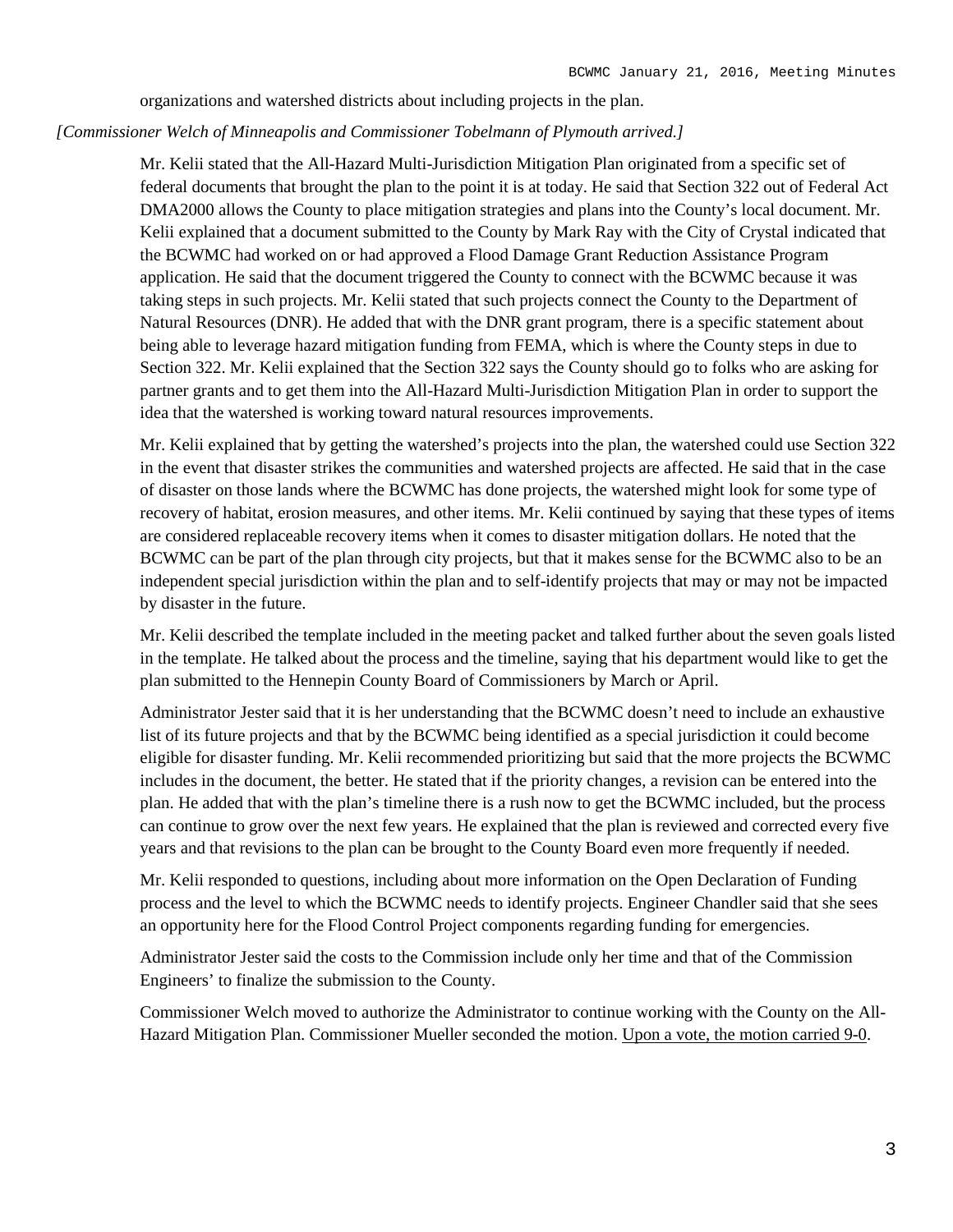organizations and watershed districts about including projects in the plan.

*[Commissioner Welch of Minneapolis and Commissioner Tobelmann of Plymouth arrived.]*

Mr. Kelii stated that the All-Hazard Multi-Jurisdiction Mitigation Plan originated from a specific set of federal documents that brought the plan to the point it is at today. He said that Section 322 out of Federal Act DMA2000 allows the County to place mitigation strategies and plans into the County's local document. Mr. Kelii explained that a document submitted to the County by Mark Ray with the City of Crystal indicated that the BCWMC had worked on or had approved a Flood Damage Grant Reduction Assistance Program application. He said that the document triggered the County to connect with the BCWMC because it was taking steps in such projects. Mr. Kelii stated that such projects connect the County to the Department of Natural Resources (DNR). He added that with the DNR grant program, there is a specific statement about being able to leverage hazard mitigation funding from FEMA, which is where the County steps in due to Section 322. Mr. Kelii explained that the Section 322 says the County should go to folks who are asking for partner grants and to get them into the All-Hazard Multi-Jurisdiction Mitigation Plan in order to support the idea that the watershed is working toward natural resources improvements.

Mr. Kelii explained that by getting the watershed's projects into the plan, the watershed could use Section 322 in the event that disaster strikes the communities and watershed projects are affected. He said that in the case of disaster on those lands where the BCWMC has done projects, the watershed might look for some type of recovery of habitat, erosion measures, and other items. Mr. Kelii continued by saying that these types of items are considered replaceable recovery items when it comes to disaster mitigation dollars. He noted that the BCWMC can be part of the plan through city projects, but that it makes sense for the BCWMC also to be an independent special jurisdiction within the plan and to self-identify projects that may or may not be impacted by disaster in the future.

Mr. Kelii described the template included in the meeting packet and talked further about the seven goals listed in the template. He talked about the process and the timeline, saying that his department would like to get the plan submitted to the Hennepin County Board of Commissioners by March or April.

Administrator Jester said that it is her understanding that the BCWMC doesn't need to include an exhaustive list of its future projects and that by the BCWMC being identified as a special jurisdiction it could become eligible for disaster funding. Mr. Kelii recommended prioritizing but said that the more projects the BCWMC includes in the document, the better. He stated that if the priority changes, a revision can be entered into the plan. He added that with the plan's timeline there is a rush now to get the BCWMC included, but the process can continue to grow over the next few years. He explained that the plan is reviewed and corrected every five years and that revisions to the plan can be brought to the County Board even more frequently if needed.

Mr. Kelii responded to questions, including about more information on the Open Declaration of Funding process and the level to which the BCWMC needs to identify projects. Engineer Chandler said that she sees an opportunity here for the Flood Control Project components regarding funding for emergencies.

Administrator Jester said the costs to the Commission include only her time and that of the Commission Engineers' to finalize the submission to the County.

Commissioner Welch moved to authorize the Administrator to continue working with the County on the All-Hazard Mitigation Plan. Commissioner Mueller seconded the motion. Upon a vote, the motion carried 9-0.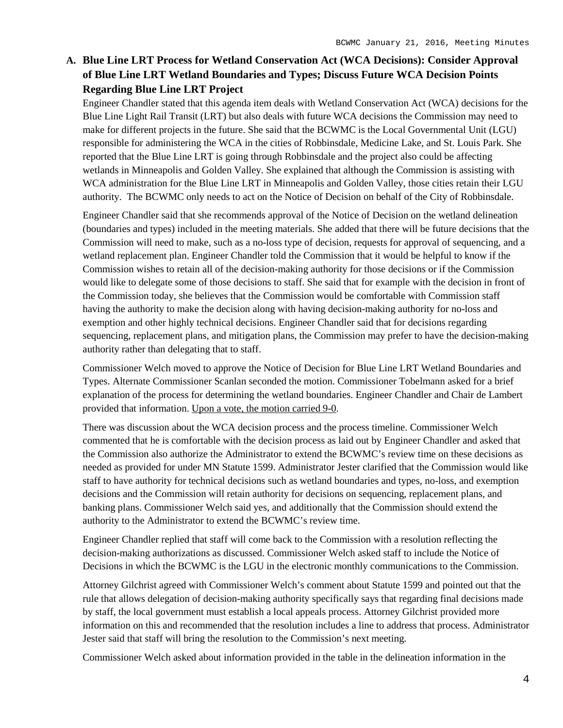### A. Blue Line LRT Process for Wetland Conservation Act (WCA Decisions): Consider Approval of Blue Line LRT Wetland Boundaries and Types; Discuss Future WCA Decision Points Regarding Blue Line LRT Project

Engineer Chandler stated that this agenda item deals with Wetland Conservation Act (WCA) decisions for the Blue Line Light Rail Transit (LRT) but also deals with future WCA decisions the Commission may need to make for different projects in the future. She said that the BCWMC is the Local Governmental Unit (LGU) responsible for administering the WCA in the cities of Robbinsdale, Medicine Lake, and St. Louis Park. She reported that the Blue Line LRT is going through Robbinsdale and the project also could be affecting wetlands in Minneapolis and Golden Valley. She explained that although the Commission is assisting with WCA administration for the Blue Line LRT in Minneapolis and Golden Valley, those cities retain their LGU authority. The BCWMC only needs to act on the Notice of Decision on behalf of the City of Robbinsdale.

Engineer Chandler said that she recommends approval of the Notice of Decision on the wetland delineation (boundaries and types) included in the meeting materials. She added that there will be future decisions that the Commission will need to make, such as a no-loss type of decision, requests for approval of sequencing, and a wetland replacement plan. Engineer Chandler told the Commission that it would be helpful to know if the Commission wishes to retain all of the decision-making authority for those decisions or if the Commission would like to delegate some of those decisions to staff. She said that for example with the decision in front of the Commission today, she believes that the Commission would be comfortable with Commission staff having the authority to make the decision along with having decision-making authority for no-loss and exemption and other highly technical decisions. Engineer Chandler said that for decisions regarding sequencing, replacement plans, and mitigation plans, the Commission may prefer to have the decision-making authority rather than delegating that to staff.

Commissioner Welch moved to approve the Notice of Decision for Blue Line LRT Wetland Boundaries and Types. Alternate Commissioner Scanlan seconded the motion. Commissioner Tobelmann asked for a brief explanation of the process for determining the wetland boundaries. Engineer Chandler and Chair de Lambert provided that information. Upon a vote, the motion carried 9-0.

There was discussion about the WCA decision process and the process timeline. Commissioner Welch commented that he is comfortable with the decision process as laid out by Engineer Chandler and asked that the Commission also authorize the Administrator to extend the BCWMC's review time on these decisions as needed as provided for under MN Statute 1599. Administrator Jester clarified that the Commission would like staff to have authority for technical decisions such as wetland boundaries and types, no-loss, and exemption decisions and the Commission will retain authority for decisions on sequencing, replacement plans, and banking plans. Commissioner Welch said yes, and additionally that the Commission should extend the authority to the Administrator to extend the BCWMC's review time.

Engineer Chandler replied that staff will come back to the Commission with a resolution reflecting the decision-making authorizations as discussed. Commissioner Welch asked staff to include the Notice of Decisions in which the BCWMC is the LGU in the electronic monthly communications to the Commission.

Attorney Gilchrist agreed with Commissioner Welch's comment about Statute 1599 and pointed out that the rule that allows delegation of decision-making authority specifically says that regarding final decisions made by staff, the local government must establish a local appeals process. Attorney Gilchrist provided more information on this and recommended that the resolution includes a line to address that process. Administrator Jester said that staff will bring the resolution to the Commission's next meeting.

Commissioner Welch asked about information provided in the table in the delineation information in the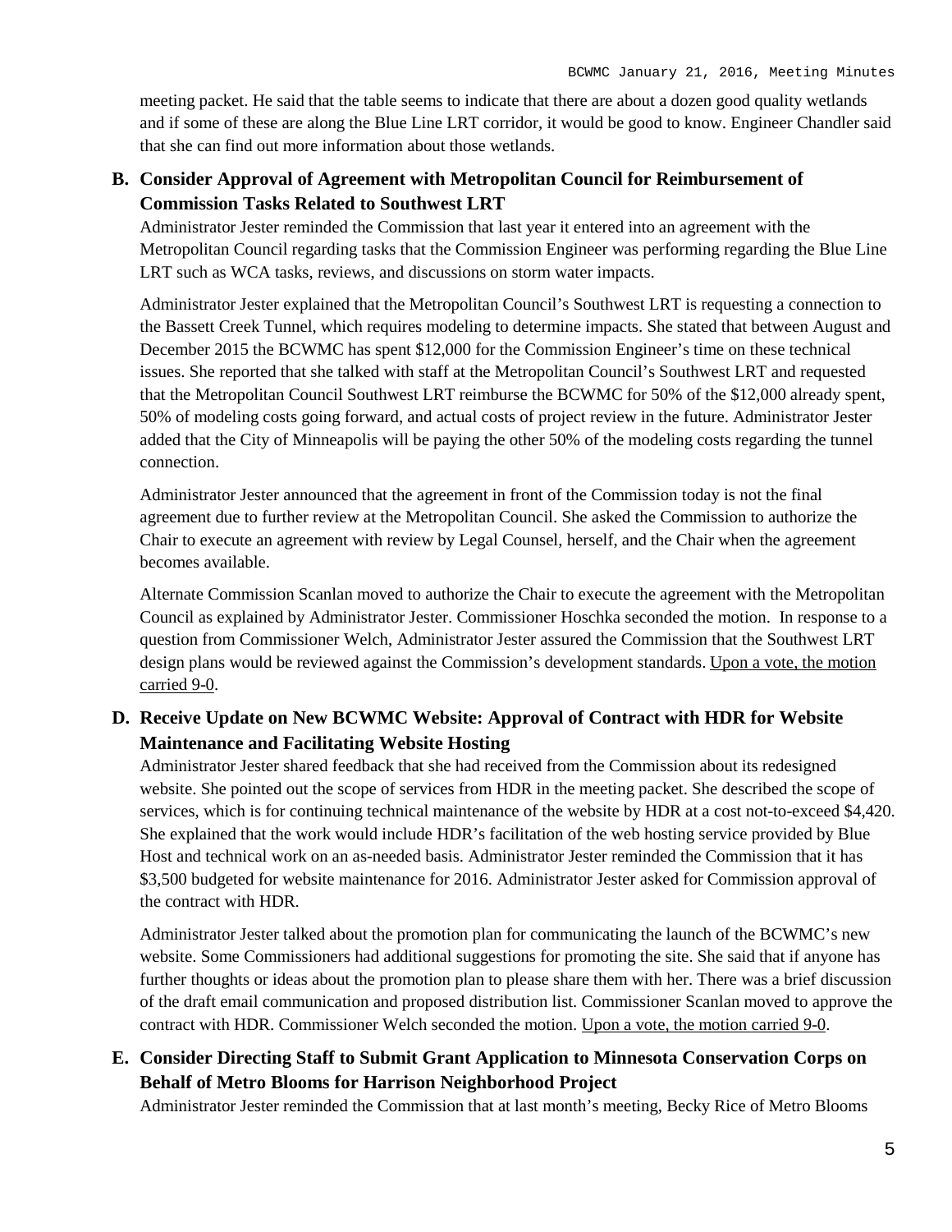meeting packet. He said that the table seems to indicate that there are about a dozen good quality wetlands and if some of these are along the Blue Line LRT corridor, it would be good to know. Engineer Chandler said that she can find out more information about those wetlands.

**B. Consider Approval of Agreement with Metropolitan Council for Reimbursement of Commission Tasks Related to Southwest LRT**

Administrator Jester reminded the Commission that last year it entered into an agreement with the Metropolitan Council regarding tasks that the Commission Engineer was performing regarding the Blue Line LRT such as WCA tasks, reviews, and discussions on storm water impacts.

Administrator Jester explained that the Metropolitan Council's Southwest LRT is requesting a connection to the Bassett Creek Tunnel, which requires modeling to determine impacts. She stated that between August and December 2015 the BCWMC has spent $12,000 for the Commission Engineer's time on these technical issues. She reported that she talked with staff at the Metropolitan Council's Southwest LRT and requested that the Metropolitan Council Southwest LRT reimburse the BCWMC for 50% of the $12,000 already spent, 50% of modeling costs going forward, and actual costs of project review in the future. Administrator Jester added that the City of Minneapolis will be paying the other 50% of the modeling costs regarding the tunnel connection.

Administrator Jester announced that the agreement in front of the Commission today is not the final agreement due to further review at the Metropolitan Council. She asked the Commission to authorize the Chair to execute an agreement with review by Legal Counsel, herself, and the Chair when the agreement becomes available.

Alternate Commission Scanlan moved to authorize the Chair to execute the agreement with the Metropolitan Council as explained by Administrator Jester. Commissioner Hoschka seconded the motion. In response to a question from Commissioner Welch, Administrator Jester assured the Commission that the Southwest LRT design plans would be reviewed against the Commission's development standards. Upon a vote, the motion carried 9-0.

**D. Receive Update on New BCWMC Website: Approval of Contract with HDR for Website Maintenance and Facilitating Website Hosting**

Administrator Jester shared feedback that she had received from the Commission about its redesigned website. She pointed out the scope of services from HDR in the meeting packet. She described the scope of services, which is for continuing technical maintenance of the website by HDR at a cost not-to-exceed $4,420. She explained that the work would include HDR's facilitation of the web hosting service provided by Blue Host and technical work on an as-needed basis. Administrator Jester reminded the Commission that it has $3,500 budgeted for website maintenance for 2016. Administrator Jester asked for Commission approval of the contract with HDR.

Administrator Jester talked about the promotion plan for communicating the launch of the BCWMC's new website. Some Commissioners had additional suggestions for promoting the site. She said that if anyone has further thoughts or ideas about the promotion plan to please share them with her. There was a brief discussion of the draft email communication and proposed distribution list. Commissioner Scanlan moved to approve the contract with HDR. Commissioner Welch seconded the motion. Upon a vote, the motion carried 9-0.

**E. Consider Directing Staff to Submit Grant Application to Minnesota Conservation Corps on Behalf of Metro Blooms for Harrison Neighborhood Project**

Administrator Jester reminded the Commission that at last month's meeting, Becky Rice of Metro Blooms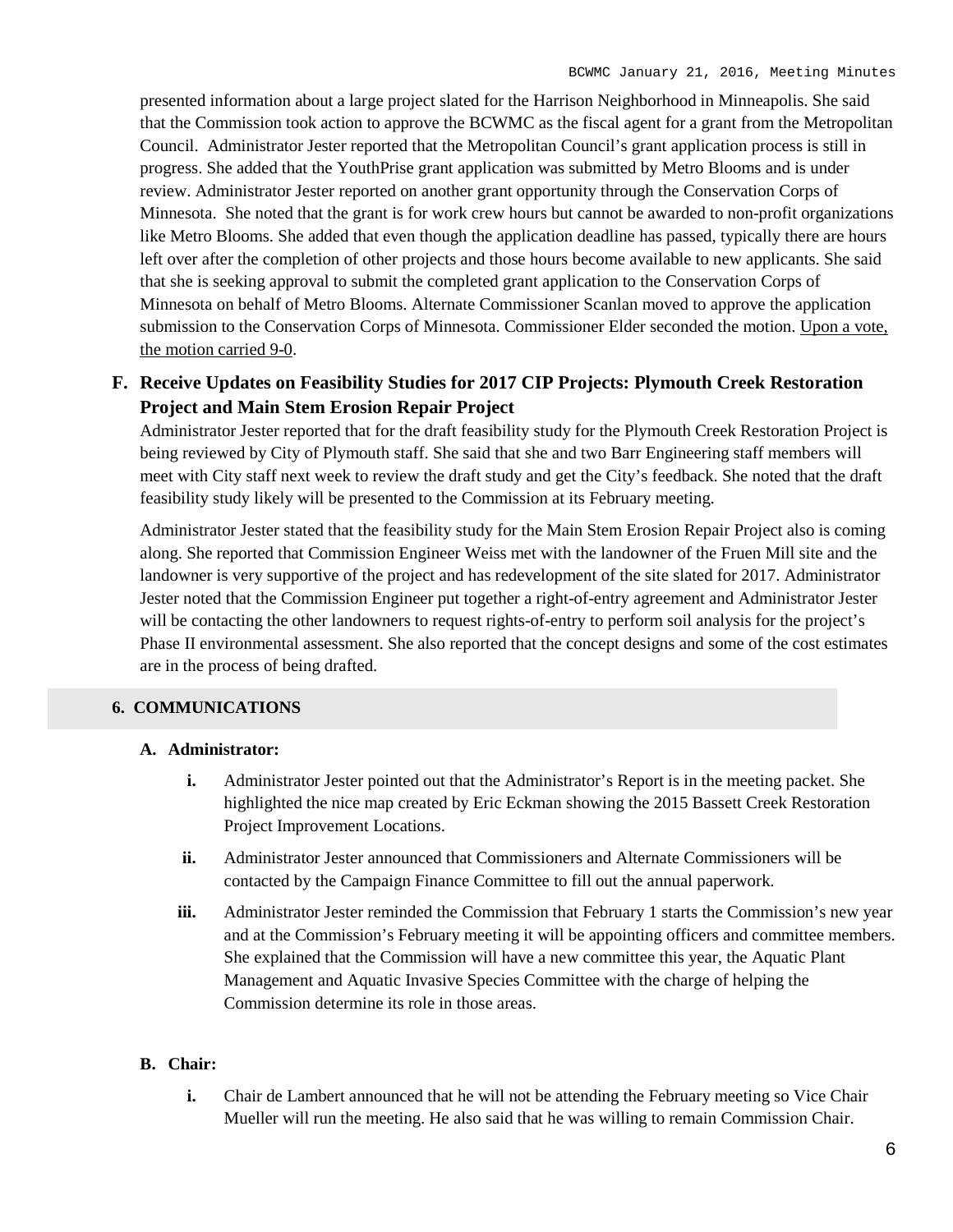presented information about a large project slated for the Harrison Neighborhood in Minneapolis. She said that the Commission took action to approve the BCWMC as the fiscal agent for a grant from the Metropolitan Council. Administrator Jester reported that the Metropolitan Council's grant application process is still in progress. She added that the YouthPrise grant application was submitted by Metro Blooms and is under review. Administrator Jester reported on another grant opportunity through the Conservation Corps of Minnesota. She noted that the grant is for work crew hours but cannot be awarded to non-profit organizations like Metro Blooms. She added that even though the application deadline has passed, typically there are hours left over after the completion of other projects and those hours become available to new applicants. She said that she is seeking approval to submit the completed grant application to the Conservation Corps of Minnesota on behalf of Metro Blooms. Alternate Commissioner Scanlan moved to approve the application submission to the Conservation Corps of Minnesota. Commissioner Elder seconded the motion. Upon a vote, the motion carried 9-0.

**F. Receive Updates on Feasibility Studies for 2017 CIP Projects: Plymouth Creek Restoration Project and Main Stem Erosion Repair Project**

Administrator Jester reported that for the draft feasibility study for the Plymouth Creek Restoration Project is being reviewed by City of Plymouth staff. She said that she and two Barr Engineering staff members will meet with City staff next week to review the draft study and get the City's feedback. She noted that the draft feasibility study likely will be presented to the Commission at its February meeting.

Administrator Jester stated that the feasibility study for the Main Stem Erosion Repair Project also is coming along. She reported that Commission Engineer Weiss met with the landowner of the Fruen Mill site and the landowner is very supportive of the project and has redevelopment of the site slated for 2017. Administrator Jester noted that the Commission Engineer put together a right-of-entry agreement and Administrator Jester will be contacting the other landowners to request rights-of-entry to perform soil analysis for the project's Phase II environmental assessment. She also reported that the concept designs and some of the cost estimates are in the process of being drafted.

## 6. COMMUNICATIONS

**A. Administrator:**

- **i.** Administrator Jester pointed out that the Administrator's Report is in the meeting packet. She highlighted the nice map created by Eric Eckman showing the 2015 Bassett Creek Restoration Project Improvement Locations.
- **ii.** Administrator Jester announced that Commissioners and Alternate Commissioners will be contacted by the Campaign Finance Committee to fill out the annual paperwork.
- **iii.** Administrator Jester reminded the Commission that February 1 starts the Commission's new year and at the Commission's February meeting it will be appointing officers and committee members. She explained that the Commission will have a new committee this year, the Aquatic Plant Management and Aquatic Invasive Species Committee with the charge of helping the Commission determine its role in those areas.

**B. Chair:**

- **i.** Chair de Lambert announced that he will not be attending the February meeting so Vice Chair Mueller will run the meeting. He also said that he was willing to remain Commission Chair.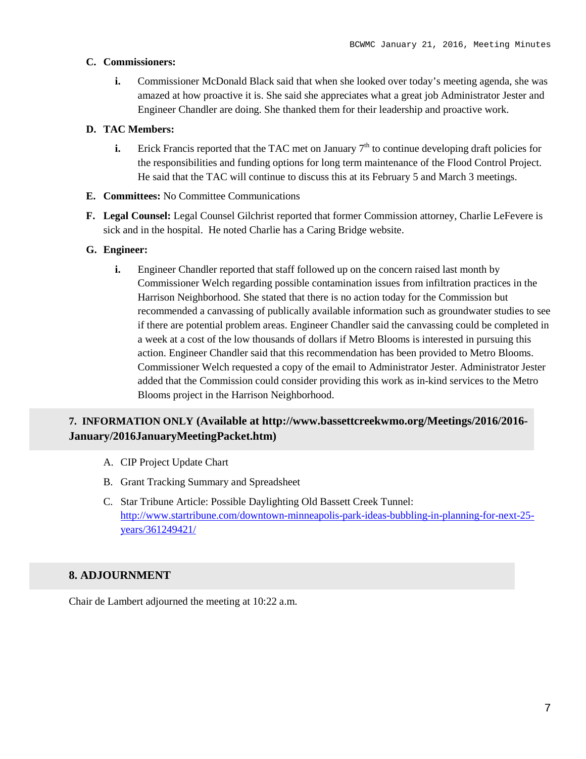**C. Commissioners:**

- **i.** Commissioner McDonald Black said that when she looked over today's meeting agenda, she was amazed at how proactive it is. She said she appreciates what a great job Administrator Jester and Engineer Chandler are doing. She thanked them for their leadership and proactive work.

**D. TAC Members:**

- **i.** Erick Francis reported that the TAC met on January 7th to continue developing draft policies for the responsibilities and funding options for long term maintenance of the Flood Control Project. He said that the TAC will continue to discuss this at its February 5 and March 3 meetings.

**E. Committees:** No Committee Communications

**F. Legal Counsel:** Legal Counsel Gilchrist reported that former Commission attorney, Charlie LeFevere is sick and in the hospital. He noted Charlie has a Caring Bridge website.

**G. Engineer:**

- **i.** Engineer Chandler reported that staff followed up on the concern raised last month by Commissioner Welch regarding possible contamination issues from infiltration practices in the Harrison Neighborhood. She stated that there is no action today for the Commission but recommended a canvassing of publically available information such as groundwater studies to see if there are potential problem areas. Engineer Chandler said the canvassing could be completed in a week at a cost of the low thousands of dollars if Metro Blooms is interested in pursuing this action. Engineer Chandler said that this recommendation has been provided to Metro Blooms. Commissioner Welch requested a copy of the email to Administrator Jester. Administrator Jester added that the Commission could consider providing this work as in-kind services to the Metro Blooms project in the Harrison Neighborhood.

## 7. INFORMATION ONLY (Available at http://www.bassettcreekwmo.org/Meetings/2016/2016-January/2016JanuaryMeetingPacket.htm)

A. CIP Project Update Chart

B. Grant Tracking Summary and Spreadsheet

C. Star Tribune Article: Possible Daylighting Old Bassett Creek Tunnel: http://www.startribune.com/downtown-minneapolis-park-ideas-bubbling-in-planning-for-next-25-years/361249421/

## 8. ADJOURNMENT

Chair de Lambert adjourned the meeting at 10:22 a.m.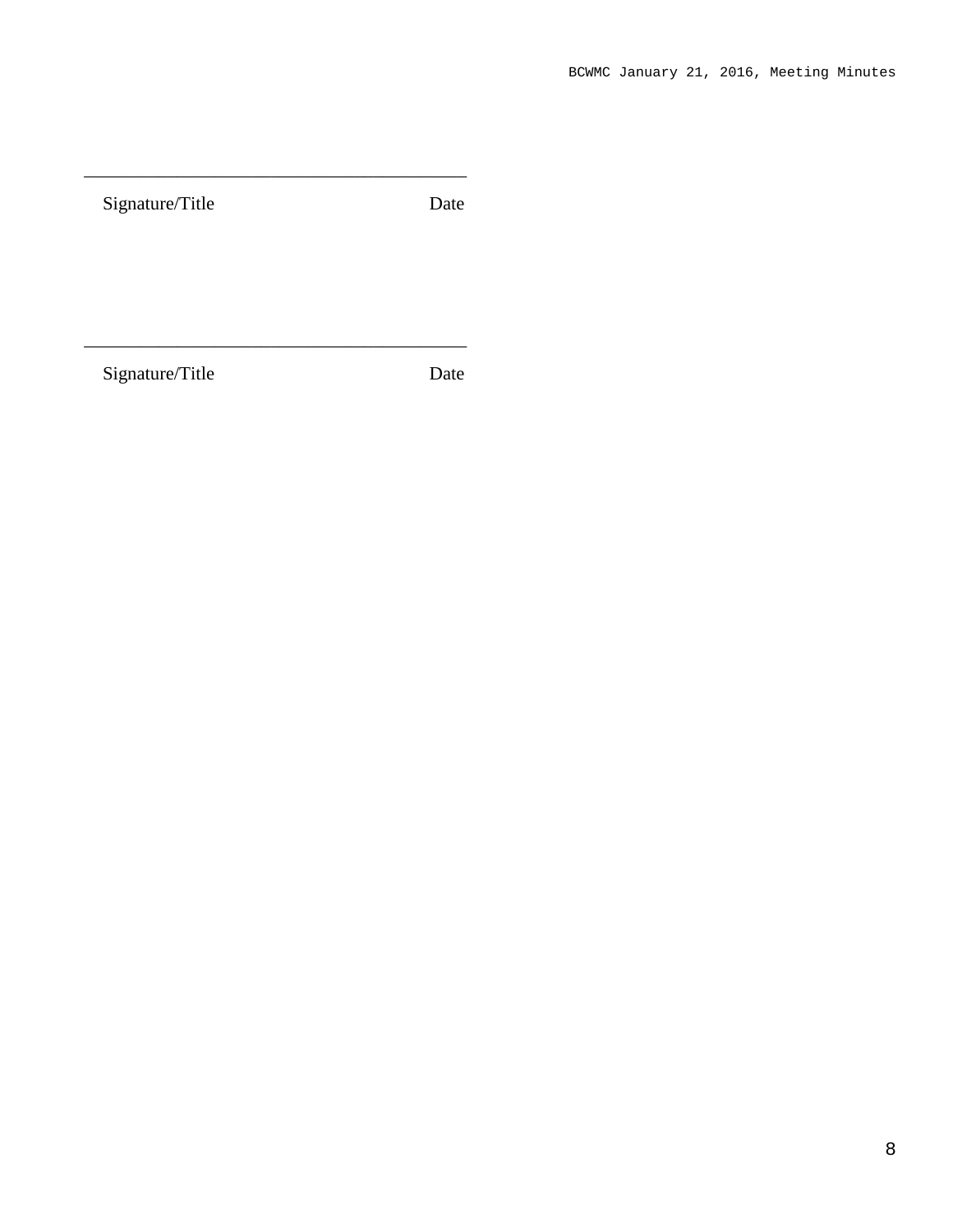\_\_\_\_\_\_\_\_\_\_\_\_\_\_\_\_\_\_\_\_\_\_\_\_\_\_\_\_\_\_\_\_\_\_\_\_\_\_\_\_

Signature/Title                                  Date

\_\_\_\_\_\_\_\_\_\_\_\_\_\_\_\_\_\_\_\_\_\_\_\_\_\_\_\_\_\_\_\_\_\_\_\_\_\_\_\_

Signature/Title                                  Date